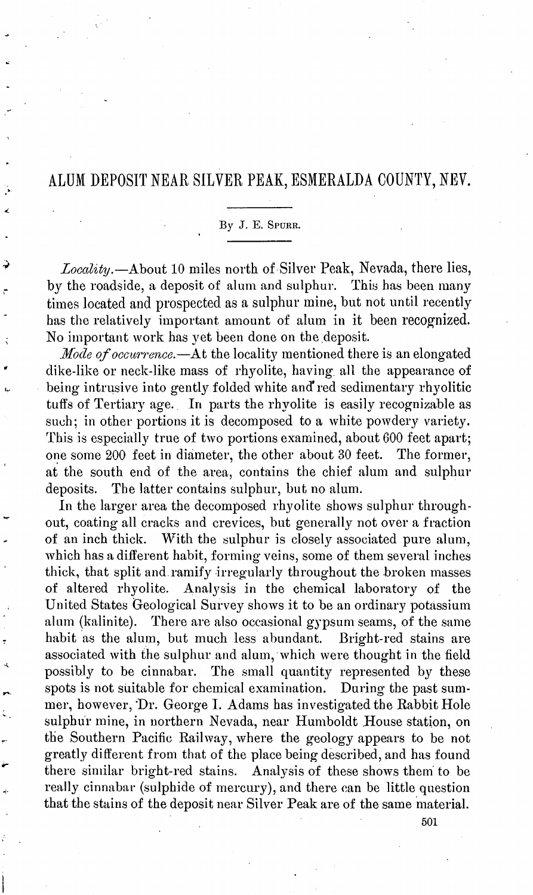# ALUM DEPOSIT NEAR SILVER PEAK, ESMERALDA COUNTY, NEV.

By J. E. Spurr.

*Locality.*—About 10 miles north of Silver Peak, Nevada, there lies, by the roadside, a deposit of alum and sulphur. This has been many times located and prospected as a sulphur mine, but not until recently has the relatively important amount of alum in it been recognized. No important work has yet been done on the deposit.

*Mode of occurrence.*—At the locality mentioned there is an elongated dike-like or neck-like mass of rhyolite, having all the appearance of being intrusive into gently folded white and red sedimentary rhyolitic tuffs of Tertiary age. In parts the rhyolite is easily recognizable as such; in other portions it is decomposed to a white powdery variety. This is especially true of two portions examined, about 600 feet apart; one some 200 feet in diameter, the other about 30 feet. The former, at the south end of the area, contains the chief alum and sulphur deposits. The latter contains sulphur, but no alum.

In the larger area the decomposed rhyolite shows sulphur throughout, coating all cracks and crevices, but generally not over a fraction of an inch thick. With the sulphur is closely associated pure alum, which has a different habit, forming veins, some of them several inches thick, that split and ramify irregularly throughout the broken masses of altered rhyolite. Analysis in the chemical laboratory of the United States Geological Survey shows it to be an ordinary potassium alum (kalinite). There are also occasional gypsum seams, of the same habit as the alum, but much less abundant. Bright-red stains are associated with the sulphur and alum, which were thought in the field possibly to be cinnabar. The small quantity represented by these spots is not suitable for chemical examination. During the past summer, however, Dr. George I. Adams has investigated the Rabbit Hole sulphur mine, in northern Nevada, near Humboldt House station, on the Southern Pacific Railway, where the geology appears to be not greatly different from that of the place being described, and has found there similar bright-red stains. Analysis of these shows them to be really cinnabar (sulphide of mercury), and there can be little question that the stains of the deposit near Silver Peak are of the same material.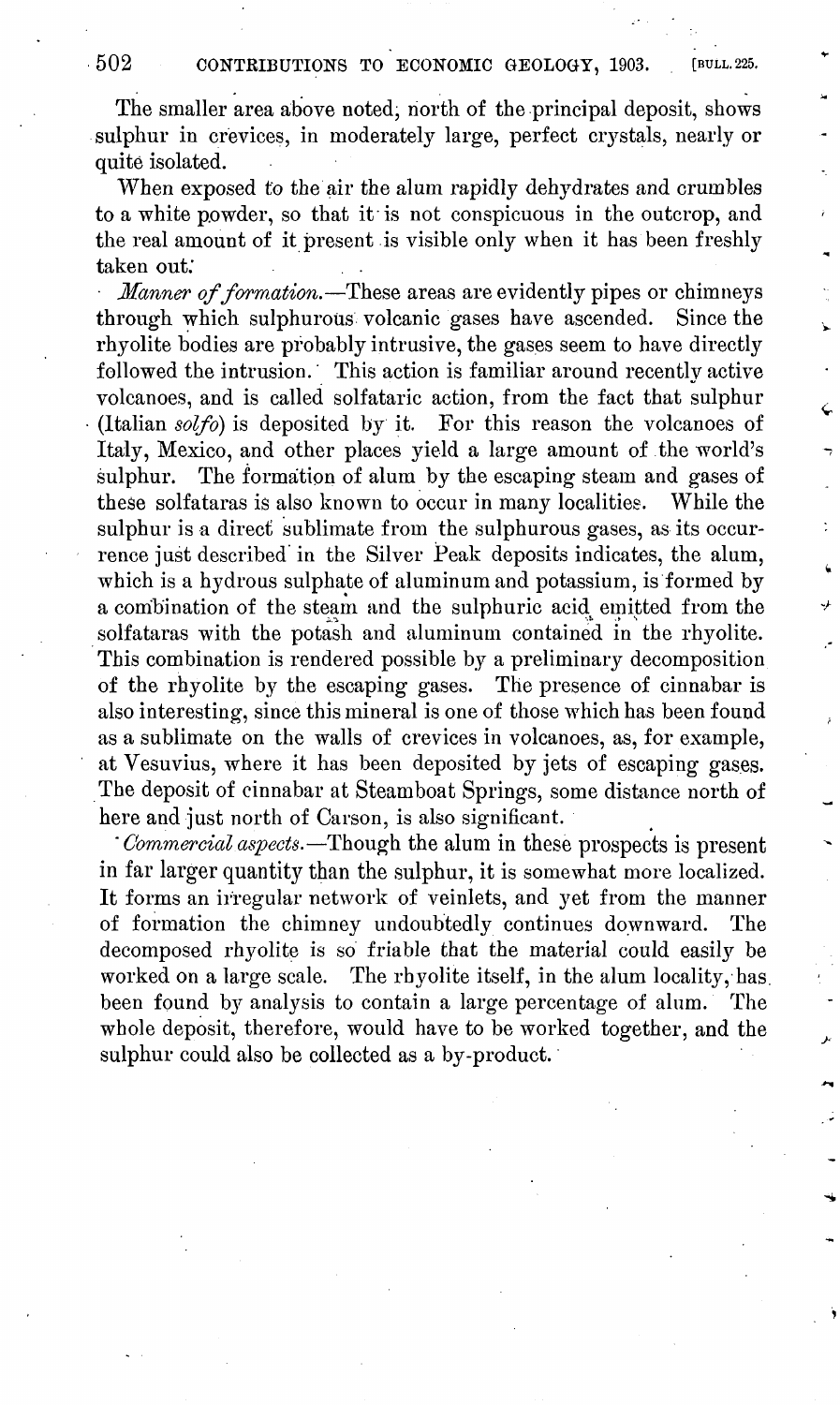The smaller area above noted, north of the principal deposit, shows sulphur in crevices, in moderately large, perfect crystals, nearly or quite isolated.

When exposed to the air the alum rapidly dehydrates and crumbles to a white powder, so that it is not conspicuous in the outcrop, and the real amount of it present is visible only when it has been freshly taken out.

*Manner of formation.*—These areas are evidently pipes or chimneys through which sulphurous volcanic gases have ascended. Since the rhyolite bodies are probably intrusive, the gases seem to have directly followed the intrusion. This action is familiar around recently active volcanoes, and is called solfataric action, from the fact that sulphur (Italian *solfo*) is deposited by it. For this reason the volcanoes of Italy, Mexico, and other places yield a large amount of the world's sulphur. The formation of alum by the escaping steam and gases of these solfataras is also known to occur in many localities. While the sulphur is a direct sublimate from the sulphurous gases, as its occurrence just described in the Silver Peak deposits indicates, the alum, which is a hydrous sulphate of aluminum and potassium, is formed by a combination of the steam and the sulphuric acid emitted from the solfataras with the potash and aluminum contained in the rhyolite. This combination is rendered possible by a preliminary decomposition of the rhyolite by the escaping gases. The presence of cinnabar is also interesting, since this mineral is one of those which has been found as a sublimate on the walls of crevices in volcanoes, as, for example, at Vesuvius, where it has been deposited by jets of escaping gases. The deposit of cinnabar at Steamboat Springs, some distance north of here and just north of Carson, is also significant.

*Commercial aspects.*—Though the alum in these prospects is present in far larger quantity than the sulphur, it is somewhat more localized. It forms an irregular network of veinlets, and yet from the manner of formation the chimney undoubtedly continues downward. The decomposed rhyolite is so friable that the material could easily be worked on a large scale. The rhyolite itself, in the alum locality, has been found by analysis to contain a large percentage of alum. The whole deposit, therefore, would have to be worked together, and the sulphur could also be collected as a by-product.